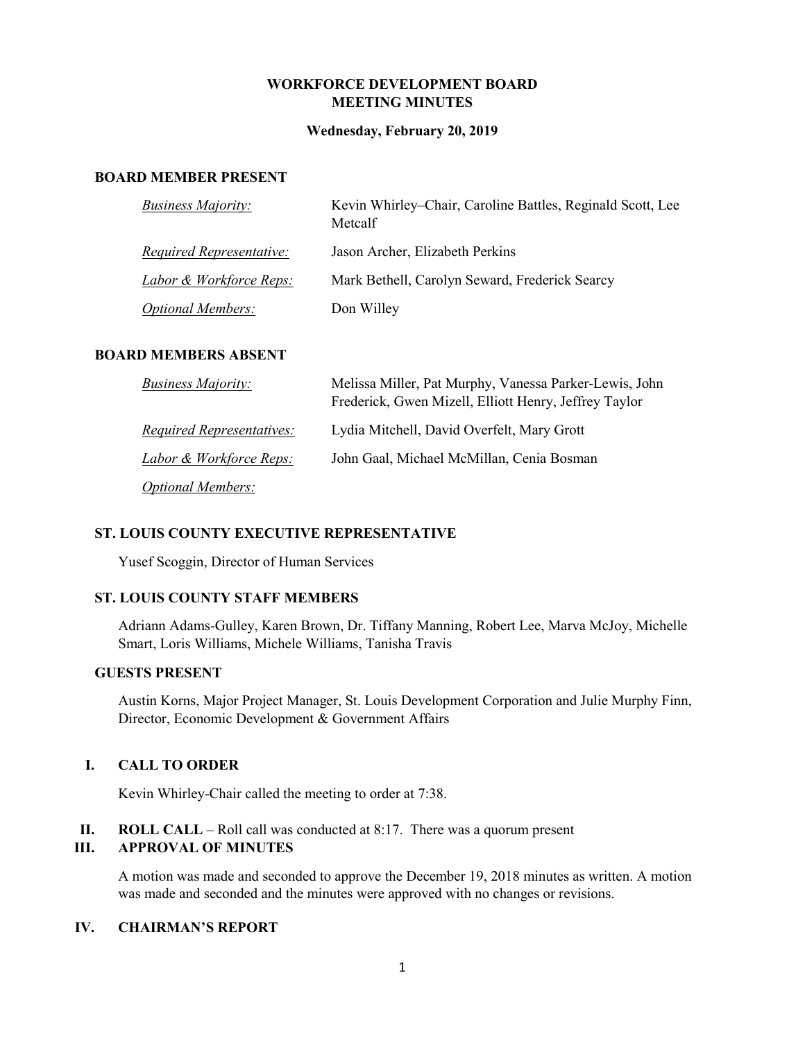# WORKFORCE DEVELOPMENT BOARD
# MEETING MINUTES

**Wednesday, February 20, 2019**

## BOARD MEMBER PRESENT

| | |
|---|---|
| *Business Majority:* | Kevin Whirley–Chair, Caroline Battles, Reginald Scott, Lee Metcalf |
| *Required Representative:* | Jason Archer, Elizabeth Perkins |
| *Labor & Workforce Reps:* | Mark Bethell, Carolyn Seward, Frederick Searcy |
| *Optional Members:* | Don Willey |

## BOARD MEMBERS ABSENT

| | |
|---|---|
| *Business Majority:* | Melissa Miller, Pat Murphy, Vanessa Parker-Lewis, John Frederick, Gwen Mizell, Elliott Henry, Jeffrey Taylor |
| *Required Representatives:* | Lydia Mitchell, David Overfelt, Mary Grott |
| *Labor & Workforce Reps:* | John Gaal, Michael McMillan, Cenia Bosman |
| *Optional Members:* | |

## ST. LOUIS COUNTY EXECUTIVE REPRESENTATIVE

Yusef Scoggin, Director of Human Services

## ST. LOUIS COUNTY STAFF MEMBERS

Adriann Adams-Gulley, Karen Brown, Dr. Tiffany Manning, Robert Lee, Marva McJoy, Michelle Smart, Loris Williams, Michele Williams, Tanisha Travis

## GUESTS PRESENT

Austin Korns, Major Project Manager, St. Louis Development Corporation and Julie Murphy Finn, Director, Economic Development & Government Affairs

## I. CALL TO ORDER

Kevin Whirley-Chair called the meeting to order at 7:38.

## II. ROLL CALL

**ROLL CALL** – Roll call was conducted at 8:17. There was a quorum present

## III. APPROVAL OF MINUTES

A motion was made and seconded to approve the December 19, 2018 minutes as written. A motion was made and seconded and the minutes were approved with no changes or revisions.

## IV. CHAIRMAN'S REPORT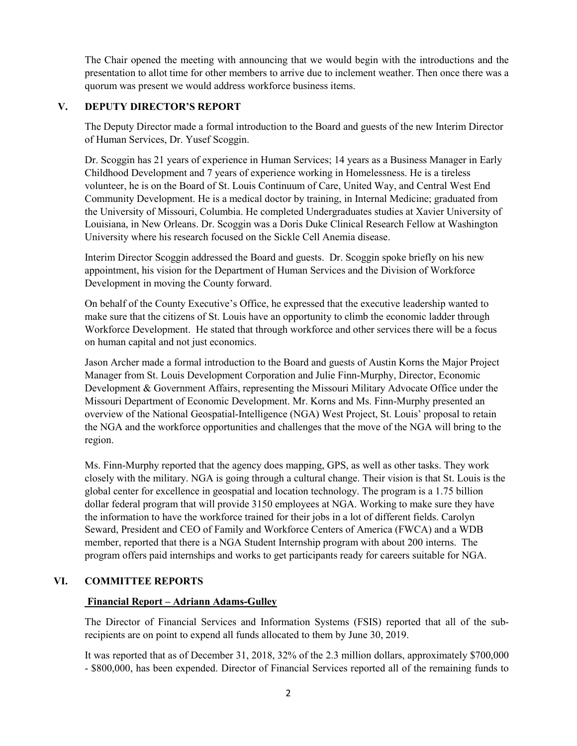The Chair opened the meeting with announcing that we would begin with the introductions and the presentation to allot time for other members to arrive due to inclement weather. Then once there was a quorum was present we would address workforce business items.

## V. DEPUTY DIRECTOR'S REPORT

The Deputy Director made a formal introduction to the Board and guests of the new Interim Director of Human Services, Dr. Yusef Scoggin.

Dr. Scoggin has 21 years of experience in Human Services; 14 years as a Business Manager in Early Childhood Development and 7 years of experience working in Homelessness. He is a tireless volunteer, he is on the Board of St. Louis Continuum of Care, United Way, and Central West End Community Development. He is a medical doctor by training, in Internal Medicine; graduated from the University of Missouri, Columbia. He completed Undergraduates studies at Xavier University of Louisiana, in New Orleans. Dr. Scoggin was a Doris Duke Clinical Research Fellow at Washington University where his research focused on the Sickle Cell Anemia disease.

Interim Director Scoggin addressed the Board and guests. Dr. Scoggin spoke briefly on his new appointment, his vision for the Department of Human Services and the Division of Workforce Development in moving the County forward.

On behalf of the County Executive's Office, he expressed that the executive leadership wanted to make sure that the citizens of St. Louis have an opportunity to climb the economic ladder through Workforce Development. He stated that through workforce and other services there will be a focus on human capital and not just economics.

Jason Archer made a formal introduction to the Board and guests of Austin Korns the Major Project Manager from St. Louis Development Corporation and Julie Finn-Murphy, Director, Economic Development & Government Affairs, representing the Missouri Military Advocate Office under the Missouri Department of Economic Development. Mr. Korns and Ms. Finn-Murphy presented an overview of the National Geospatial-Intelligence (NGA) West Project, St. Louis' proposal to retain the NGA and the workforce opportunities and challenges that the move of the NGA will bring to the region.

Ms. Finn-Murphy reported that the agency does mapping, GPS, as well as other tasks. They work closely with the military. NGA is going through a cultural change. Their vision is that St. Louis is the global center for excellence in geospatial and location technology. The program is a 1.75 billion dollar federal program that will provide 3150 employees at NGA. Working to make sure they have the information to have the workforce trained for their jobs in a lot of different fields. Carolyn Seward, President and CEO of Family and Workforce Centers of America (FWCA) and a WDB member, reported that there is a NGA Student Internship program with about 200 interns. The program offers paid internships and works to get participants ready for careers suitable for NGA.

## VI. COMMITTEE REPORTS

**Financial Report – Adriann Adams-Gulley**

The Director of Financial Services and Information Systems (FSIS) reported that all of the sub-recipients are on point to expend all funds allocated to them by June 30, 2019.

It was reported that as of December 31, 2018, 32% of the 2.3 million dollars, approximately $700,000 - $800,000, has been expended. Director of Financial Services reported all of the remaining funds to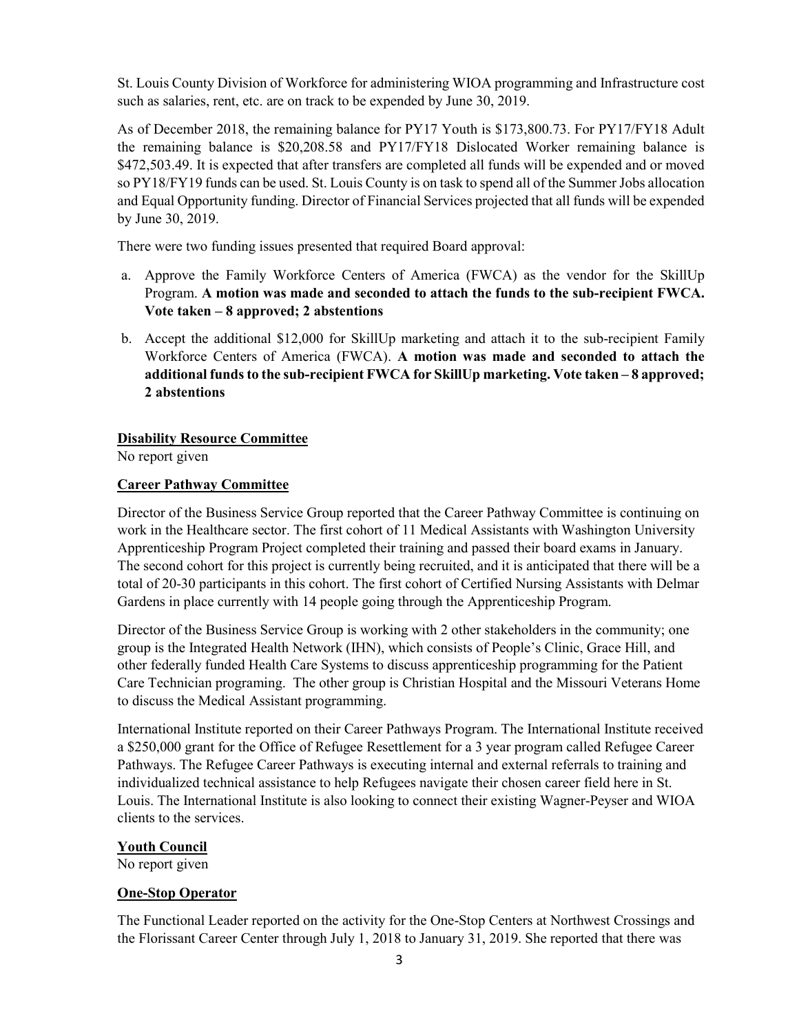St. Louis County Division of Workforce for administering WIOA programming and Infrastructure cost such as salaries, rent, etc. are on track to be expended by June 30, 2019.

As of December 2018, the remaining balance for PY17 Youth is $173,800.73. For PY17/FY18 Adult the remaining balance is $20,208.58 and PY17/FY18 Dislocated Worker remaining balance is $472,503.49. It is expected that after transfers are completed all funds will be expended and or moved so PY18/FY19 funds can be used. St. Louis County is on task to spend all of the Summer Jobs allocation and Equal Opportunity funding. Director of Financial Services projected that all funds will be expended by June 30, 2019.

There were two funding issues presented that required Board approval:

a. Approve the Family Workforce Centers of America (FWCA) as the vendor for the SkillUp Program. **A motion was made and seconded to attach the funds to the sub-recipient FWCA. Vote taken – 8 approved; 2 abstentions**

b. Accept the additional $12,000 for SkillUp marketing and attach it to the sub-recipient Family Workforce Centers of America (FWCA). **A motion was made and seconded to attach the additional funds to the sub-recipient FWCA for SkillUp marketing. Vote taken – 8 approved; 2 abstentions**

**Disability Resource Committee**

No report given

**Career Pathway Committee**

Director of the Business Service Group reported that the Career Pathway Committee is continuing on work in the Healthcare sector. The first cohort of 11 Medical Assistants with Washington University Apprenticeship Program Project completed their training and passed their board exams in January. The second cohort for this project is currently being recruited, and it is anticipated that there will be a total of 20-30 participants in this cohort. The first cohort of Certified Nursing Assistants with Delmar Gardens in place currently with 14 people going through the Apprenticeship Program.

Director of the Business Service Group is working with 2 other stakeholders in the community; one group is the Integrated Health Network (IHN), which consists of People's Clinic, Grace Hill, and other federally funded Health Care Systems to discuss apprenticeship programming for the Patient Care Technician programing. The other group is Christian Hospital and the Missouri Veterans Home to discuss the Medical Assistant programming.

International Institute reported on their Career Pathways Program. The International Institute received a $250,000 grant for the Office of Refugee Resettlement for a 3 year program called Refugee Career Pathways. The Refugee Career Pathways is executing internal and external referrals to training and individualized technical assistance to help Refugees navigate their chosen career field here in St. Louis. The International Institute is also looking to connect their existing Wagner-Peyser and WIOA clients to the services.

**Youth Council**

No report given

**One-Stop Operator**

The Functional Leader reported on the activity for the One-Stop Centers at Northwest Crossings and the Florissant Career Center through July 1, 2018 to January 31, 2019. She reported that there was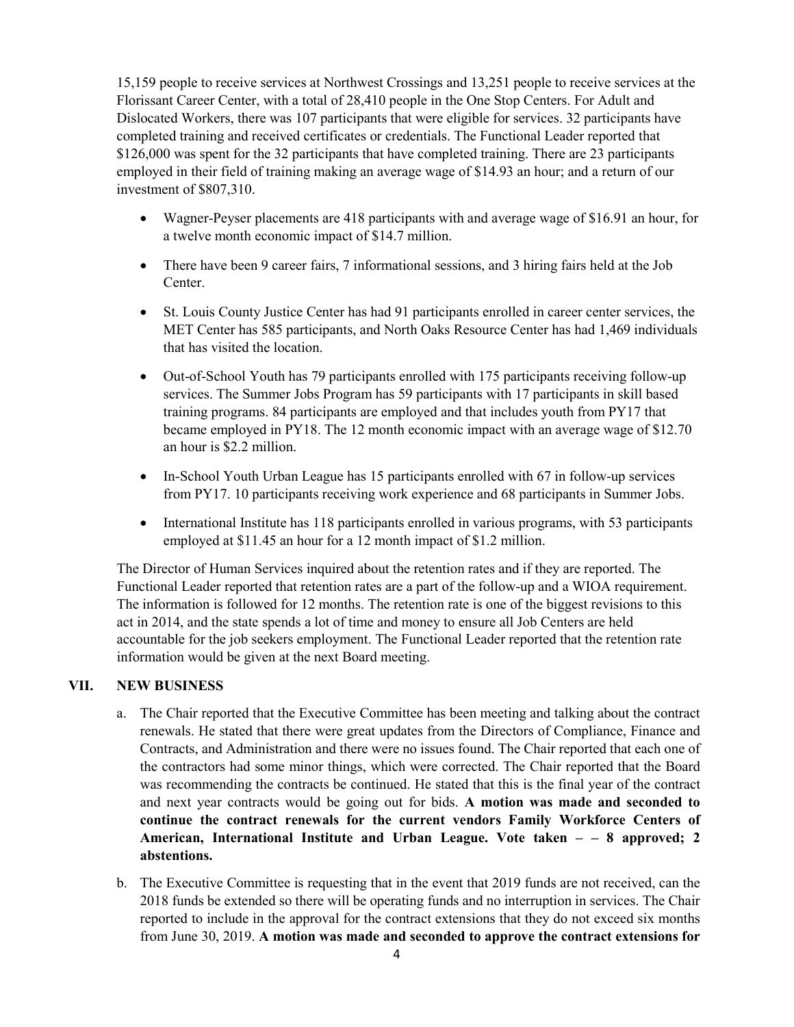15,159 people to receive services at Northwest Crossings and 13,251 people to receive services at the Florissant Career Center, with a total of 28,410 people in the One Stop Centers. For Adult and Dislocated Workers, there was 107 participants that were eligible for services. 32 participants have completed training and received certificates or credentials. The Functional Leader reported that $126,000 was spent for the 32 participants that have completed training. There are 23 participants employed in their field of training making an average wage of $14.93 an hour; and a return of our investment of $807,310.

- Wagner-Peyser placements are 418 participants with and average wage of $16.91 an hour, for a twelve month economic impact of $14.7 million.
- There have been 9 career fairs, 7 informational sessions, and 3 hiring fairs held at the Job Center.
- St. Louis County Justice Center has had 91 participants enrolled in career center services, the MET Center has 585 participants, and North Oaks Resource Center has had 1,469 individuals that has visited the location.
- Out-of-School Youth has 79 participants enrolled with 175 participants receiving follow-up services. The Summer Jobs Program has 59 participants with 17 participants in skill based training programs. 84 participants are employed and that includes youth from PY17 that became employed in PY18. The 12 month economic impact with an average wage of $12.70 an hour is $2.2 million.
- In-School Youth Urban League has 15 participants enrolled with 67 in follow-up services from PY17. 10 participants receiving work experience and 68 participants in Summer Jobs.
- International Institute has 118 participants enrolled in various programs, with 53 participants employed at $11.45 an hour for a 12 month impact of $1.2 million.

The Director of Human Services inquired about the retention rates and if they are reported. The Functional Leader reported that retention rates are a part of the follow-up and a WIOA requirement. The information is followed for 12 months. The retention rate is one of the biggest revisions to this act in 2014, and the state spends a lot of time and money to ensure all Job Centers are held accountable for the job seekers employment. The Functional Leader reported that the retention rate information would be given at the next Board meeting.

## VII. NEW BUSINESS

a. The Chair reported that the Executive Committee has been meeting and talking about the contract renewals. He stated that there were great updates from the Directors of Compliance, Finance and Contracts, and Administration and there were no issues found. The Chair reported that each one of the contractors had some minor things, which were corrected. The Chair reported that the Board was recommending the contracts be continued. He stated that this is the final year of the contract and next year contracts would be going out for bids. **A motion was made and seconded to continue the contract renewals for the current vendors Family Workforce Centers of American, International Institute and Urban League. Vote taken – – 8 approved; 2 abstentions.**

b. The Executive Committee is requesting that in the event that 2019 funds are not received, can the 2018 funds be extended so there will be operating funds and no interruption in services. The Chair reported to include in the approval for the contract extensions that they do not exceed six months from June 30, 2019. **A motion was made and seconded to approve the contract extensions for**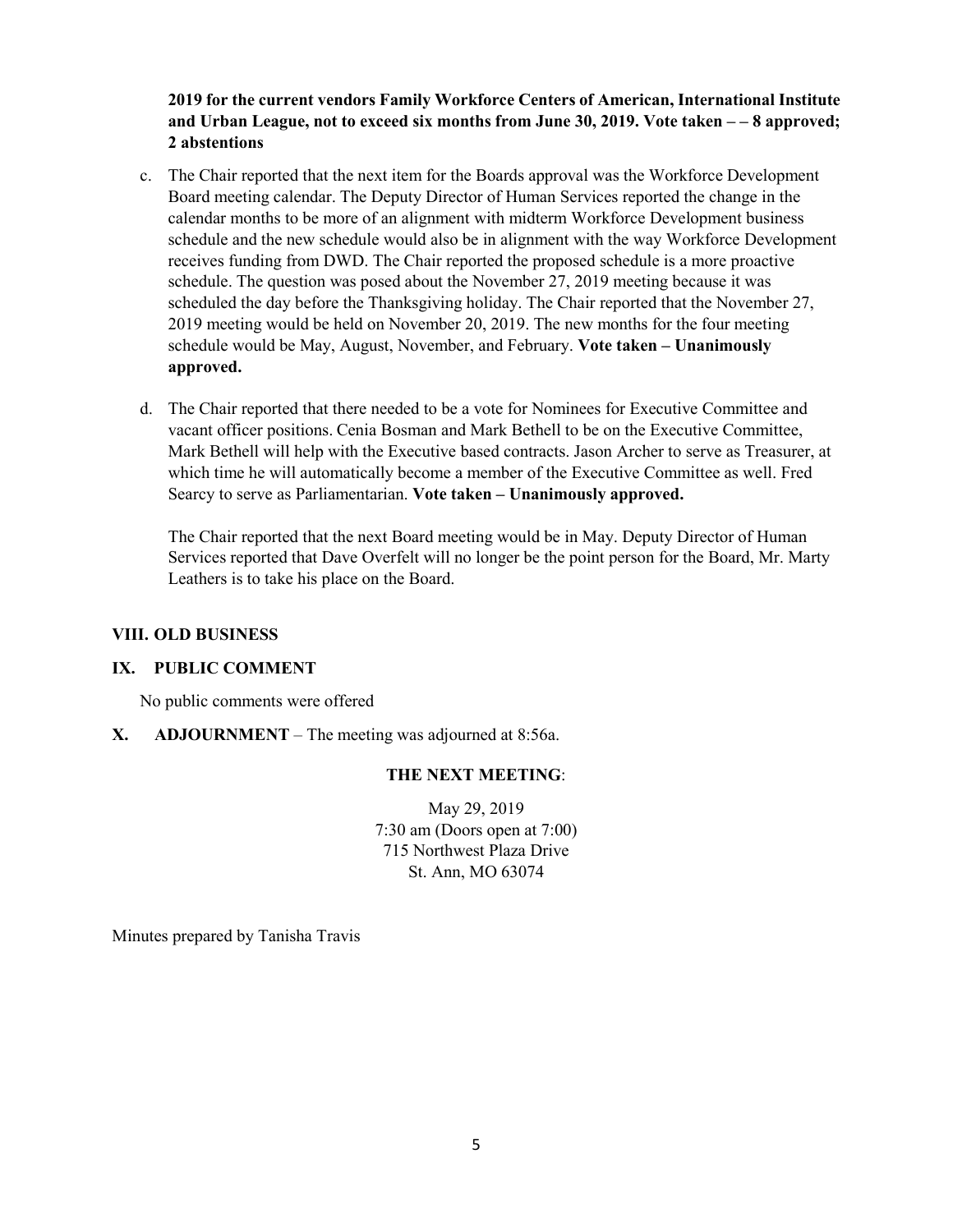**2019 for the current vendors Family Workforce Centers of American, International Institute and Urban League, not to exceed six months from June 30, 2019. Vote taken – – 8 approved; 2 abstentions**

c. The Chair reported that the next item for the Boards approval was the Workforce Development Board meeting calendar. The Deputy Director of Human Services reported the change in the calendar months to be more of an alignment with midterm Workforce Development business schedule and the new schedule would also be in alignment with the way Workforce Development receives funding from DWD. The Chair reported the proposed schedule is a more proactive schedule. The question was posed about the November 27, 2019 meeting because it was scheduled the day before the Thanksgiving holiday. The Chair reported that the November 27, 2019 meeting would be held on November 20, 2019. The new months for the four meeting schedule would be May, August, November, and February. **Vote taken – Unanimously approved.**

d. The Chair reported that there needed to be a vote for Nominees for Executive Committee and vacant officer positions. Cenia Bosman and Mark Bethell to be on the Executive Committee, Mark Bethell will help with the Executive based contracts. Jason Archer to serve as Treasurer, at which time he will automatically become a member of the Executive Committee as well. Fred Searcy to serve as Parliamentarian. **Vote taken – Unanimously approved.**

   The Chair reported that the next Board meeting would be in May. Deputy Director of Human Services reported that Dave Overfelt will no longer be the point person for the Board, Mr. Marty Leathers is to take his place on the Board.

**VIII. OLD BUSINESS**

**IX. PUBLIC COMMENT**

No public comments were offered

**X. ADJOURNMENT** – The meeting was adjourned at 8:56a.

**THE NEXT MEETING**:

May 29, 2019
7:30 am (Doors open at 7:00)
715 Northwest Plaza Drive
St. Ann, MO 63074

Minutes prepared by Tanisha Travis